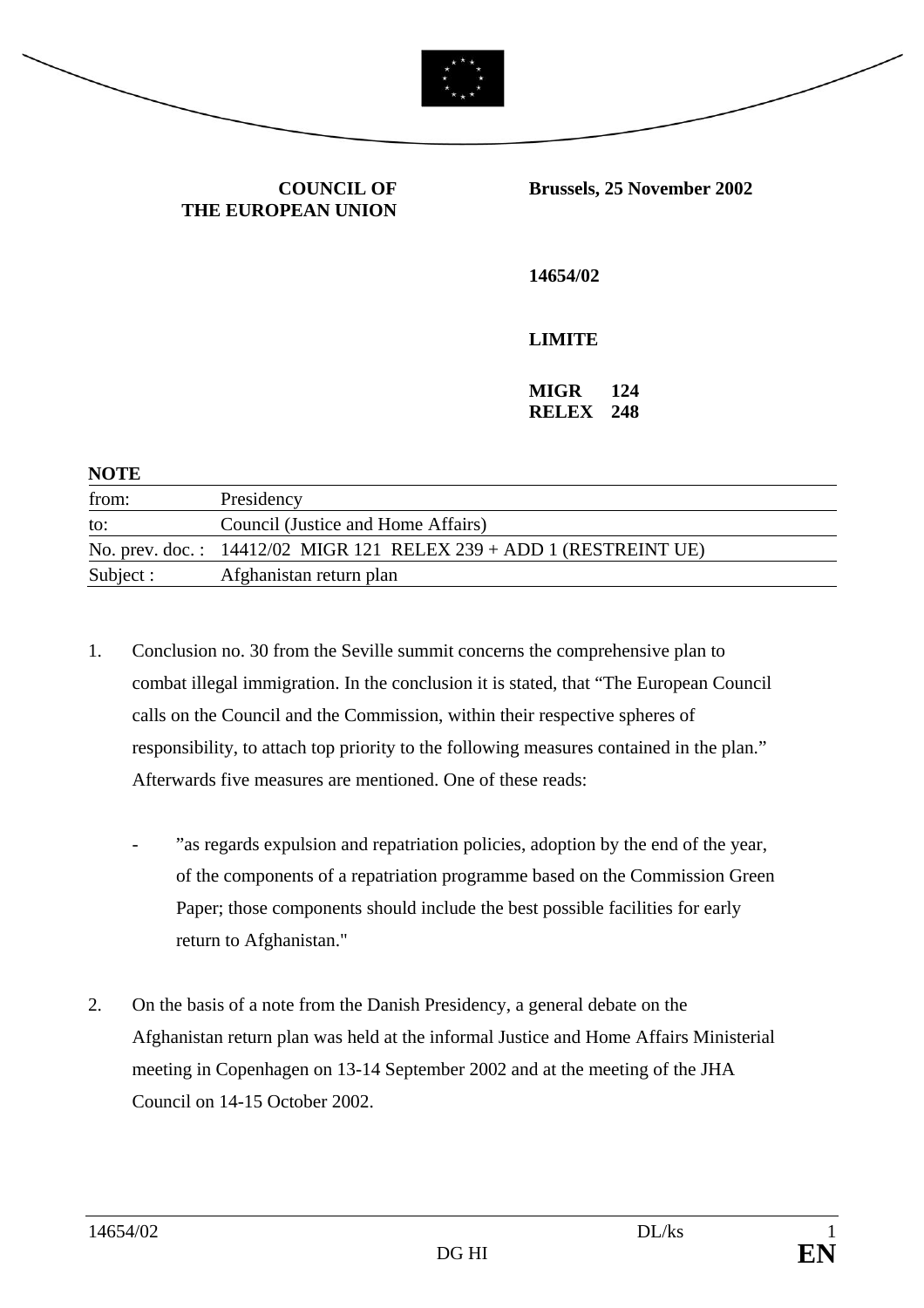**COUNCIL OF THE EUROPEAN UNION**

**Brussels, 25 November 2002**

**14654/02**

**LIMITE**

**MIGR 124**
**RELEX 248**

**NOTE**

| | |
|---|---|
| from: | Presidency |
| to: | Council (Justice and Home Affairs) |
| No. prev. doc. : | 14412/02 MIGR 121 RELEX 239 + ADD 1 (RESTREINT UE) |
| Subject : | Afghanistan return plan |

1. Conclusion no. 30 from the Seville summit concerns the comprehensive plan to combat illegal immigration. In the conclusion it is stated, that "The European Council calls on the Council and the Commission, within their respective spheres of responsibility, to attach top priority to the following measures contained in the plan." Afterwards five measures are mentioned. One of these reads:

   - "as regards expulsion and repatriation policies, adoption by the end of the year, of the components of a repatriation programme based on the Commission Green Paper; those components should include the best possible facilities for early return to Afghanistan."

2. On the basis of a note from the Danish Presidency, a general debate on the Afghanistan return plan was held at the informal Justice and Home Affairs Ministerial meeting in Copenhagen on 13-14 September 2002 and at the meeting of the JHA Council on 14-15 October 2002.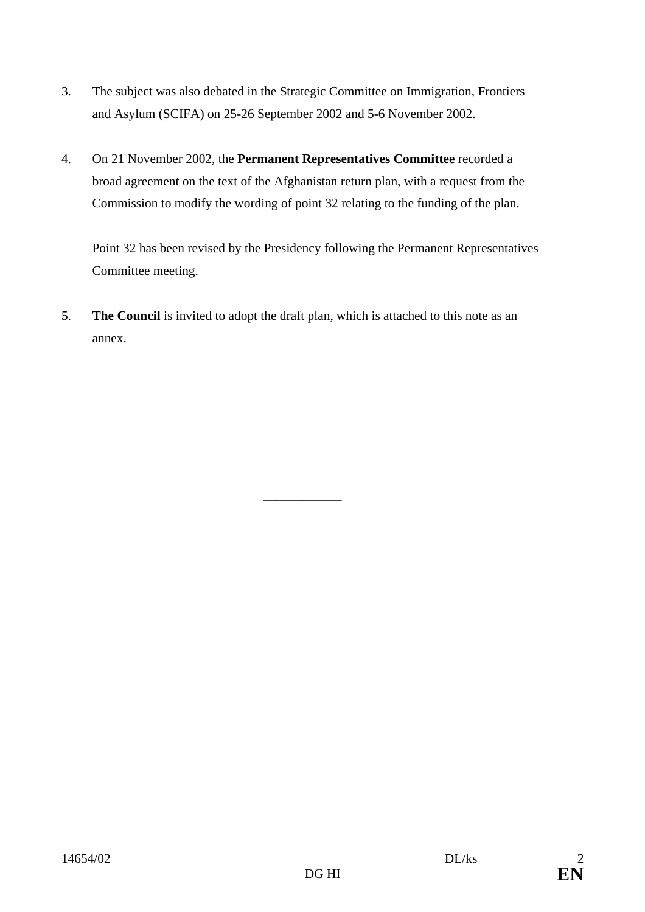3. The subject was also debated in the Strategic Committee on Immigration, Frontiers and Asylum (SCIFA) on 25-26 September 2002 and 5-6 November 2002.

4. On 21 November 2002, the **Permanent Representatives Committee** recorded a broad agreement on the text of the Afghanistan return plan, with a request from the Commission to modify the wording of point 32 relating to the funding of the plan.

   Point 32 has been revised by the Presidency following the Permanent Representatives Committee meeting.

5. **The Council** is invited to adopt the draft plan, which is attached to this note as an annex.

____________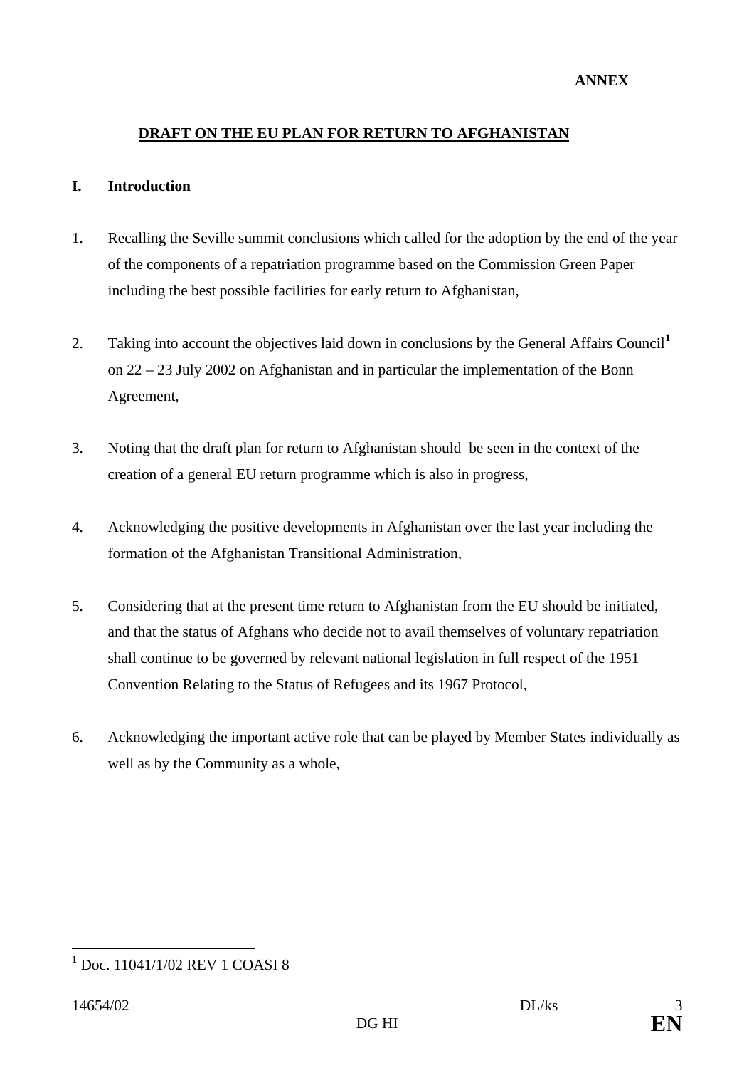**ANNEX**

## DRAFT ON THE EU PLAN FOR RETURN TO AFGHANISTAN

### I. Introduction

1. Recalling the Seville summit conclusions which called for the adoption by the end of the year of the components of a repatriation programme based on the Commission Green Paper including the best possible facilities for early return to Afghanistan,

2. Taking into account the objectives laid down in conclusions by the General Affairs Council[1] on 22 – 23 July 2002 on Afghanistan and in particular the implementation of the Bonn Agreement,

3. Noting that the draft plan for return to Afghanistan should be seen in the context of the creation of a general EU return programme which is also in progress,

4. Acknowledging the positive developments in Afghanistan over the last year including the formation of the Afghanistan Transitional Administration,

5. Considering that at the present time return to Afghanistan from the EU should be initiated, and that the status of Afghans who decide not to avail themselves of voluntary repatriation shall continue to be governed by relevant national legislation in full respect of the 1951 Convention Relating to the Status of Refugees and its 1967 Protocol,

6. Acknowledging the important active role that can be played by Member States individually as well as by the Community as a whole,

---

[1] Doc. 11041/1/02 REV 1 COASI 8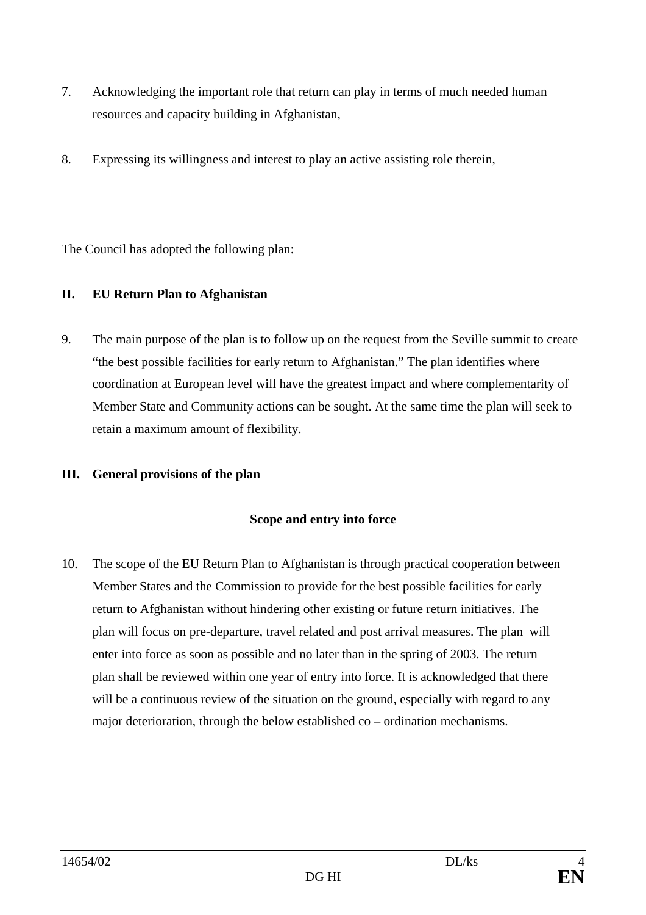7. Acknowledging the important role that return can play in terms of much needed human resources and capacity building in Afghanistan,

8. Expressing its willingness and interest to play an active assisting role therein,

The Council has adopted the following plan:

## II. EU Return Plan to Afghanistan

9. The main purpose of the plan is to follow up on the request from the Seville summit to create "the best possible facilities for early return to Afghanistan." The plan identifies where coordination at European level will have the greatest impact and where complementarity of Member State and Community actions can be sought. At the same time the plan will seek to retain a maximum amount of flexibility.

## III. General provisions of the plan

### Scope and entry into force

10. The scope of the EU Return Plan to Afghanistan is through practical cooperation between Member States and the Commission to provide for the best possible facilities for early return to Afghanistan without hindering other existing or future return initiatives. The plan will focus on pre-departure, travel related and post arrival measures. The plan will enter into force as soon as possible and no later than in the spring of 2003. The return plan shall be reviewed within one year of entry into force. It is acknowledged that there will be a continuous review of the situation on the ground, especially with regard to any major deterioration, through the below established co – ordination mechanisms.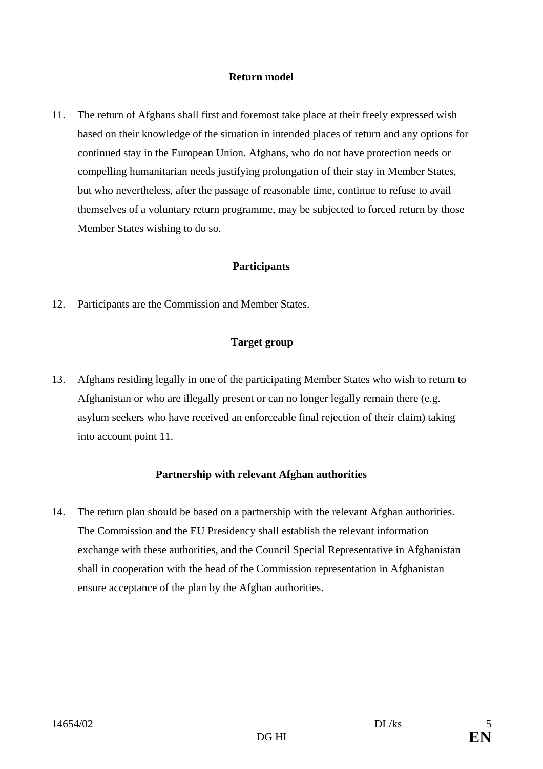**Return model**

11. The return of Afghans shall first and foremost take place at their freely expressed wish based on their knowledge of the situation in intended places of return and any options for continued stay in the European Union. Afghans, who do not have protection needs or compelling humanitarian needs justifying prolongation of their stay in Member States, but who nevertheless, after the passage of reasonable time, continue to refuse to avail themselves of a voluntary return programme, may be subjected to forced return by those Member States wishing to do so.

**Participants**

12. Participants are the Commission and Member States.

**Target group**

13. Afghans residing legally in one of the participating Member States who wish to return to Afghanistan or who are illegally present or can no longer legally remain there (e.g. asylum seekers who have received an enforceable final rejection of their claim) taking into account point 11.

**Partnership with relevant Afghan authorities**

14. The return plan should be based on a partnership with the relevant Afghan authorities. The Commission and the EU Presidency shall establish the relevant information exchange with these authorities, and the Council Special Representative in Afghanistan shall in cooperation with the head of the Commission representation in Afghanistan ensure acceptance of the plan by the Afghan authorities.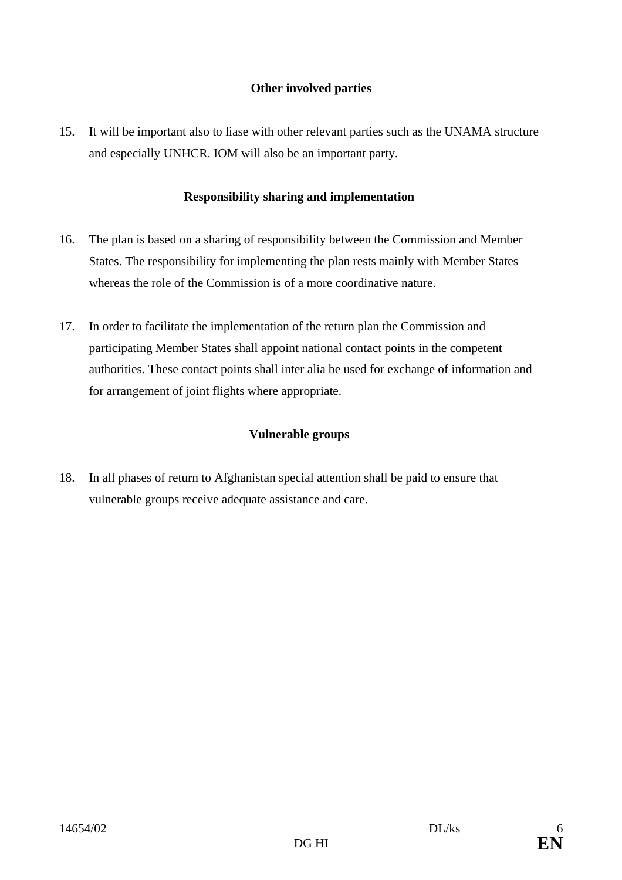### Other involved parties

15. It will be important also to liase with other relevant parties such as the UNAMA structure and especially UNHCR. IOM will also be an important party.

### Responsibility sharing and implementation

16. The plan is based on a sharing of responsibility between the Commission and Member States. The responsibility for implementing the plan rests mainly with Member States whereas the role of the Commission is of a more coordinative nature.

17. In order to facilitate the implementation of the return plan the Commission and participating Member States shall appoint national contact points in the competent authorities. These contact points shall inter alia be used for exchange of information and for arrangement of joint flights where appropriate.

### Vulnerable groups

18. In all phases of return to Afghanistan special attention shall be paid to ensure that vulnerable groups receive adequate assistance and care.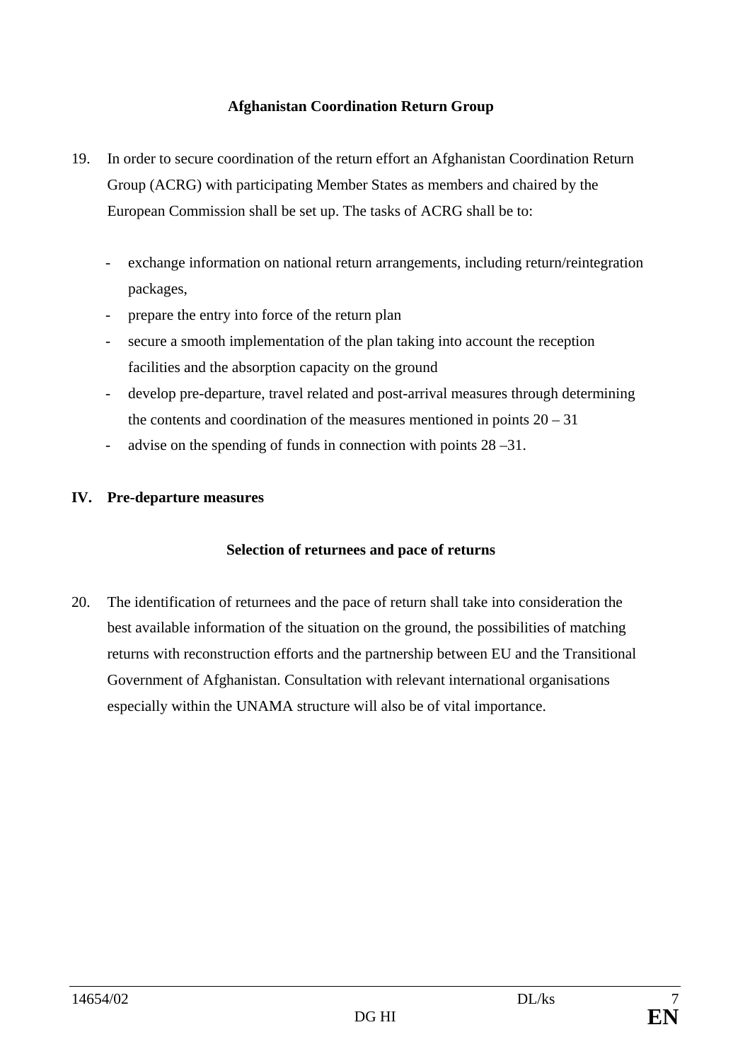**Afghanistan Coordination Return Group**

19. In order to secure coordination of the return effort an Afghanistan Coordination Return Group (ACRG) with participating Member States as members and chaired by the European Commission shall be set up. The tasks of ACRG shall be to:

    - exchange information on national return arrangements, including return/reintegration packages,
    - prepare the entry into force of the return plan
    - secure a smooth implementation of the plan taking into account the reception facilities and the absorption capacity on the ground
    - develop pre-departure, travel related and post-arrival measures through determining the contents and coordination of the measures mentioned in points 20 – 31
    - advise on the spending of funds in connection with points 28 –31.

## IV. Pre-departure measures

**Selection of returnees and pace of returns**

20. The identification of returnees and the pace of return shall take into consideration the best available information of the situation on the ground, the possibilities of matching returns with reconstruction efforts and the partnership between EU and the Transitional Government of Afghanistan. Consultation with relevant international organisations especially within the UNAMA structure will also be of vital importance.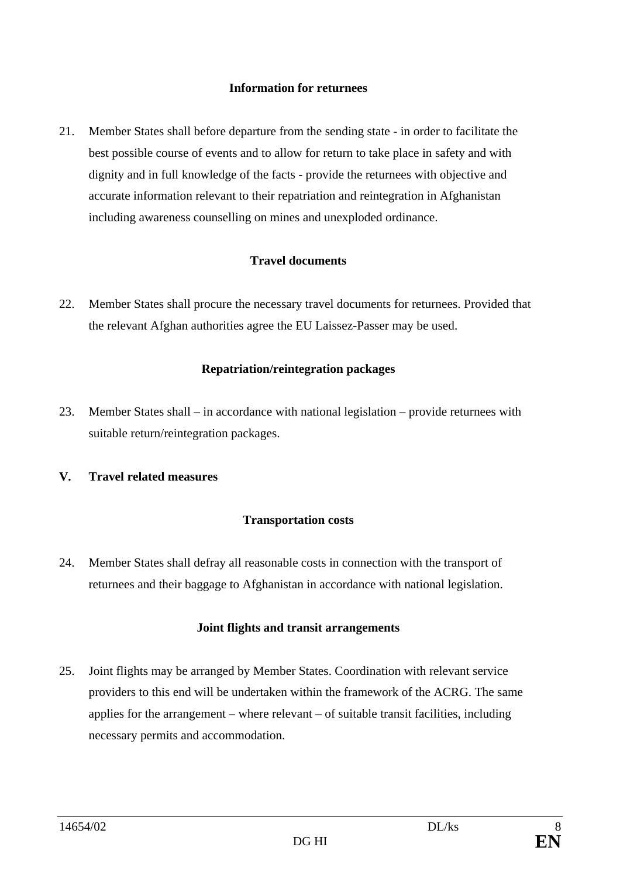### Information for returnees

21. Member States shall before departure from the sending state - in order to facilitate the best possible course of events and to allow for return to take place in safety and with dignity and in full knowledge of the facts - provide the returnees with objective and accurate information relevant to their repatriation and reintegration in Afghanistan including awareness counselling on mines and unexploded ordinance.

### Travel documents

22. Member States shall procure the necessary travel documents for returnees. Provided that the relevant Afghan authorities agree the EU Laissez-Passer may be used.

### Repatriation/reintegration packages

23. Member States shall – in accordance with national legislation – provide returnees with suitable return/reintegration packages.

## V. Travel related measures

### Transportation costs

24. Member States shall defray all reasonable costs in connection with the transport of returnees and their baggage to Afghanistan in accordance with national legislation.

### Joint flights and transit arrangements

25. Joint flights may be arranged by Member States. Coordination with relevant service providers to this end will be undertaken within the framework of the ACRG. The same applies for the arrangement – where relevant – of suitable transit facilities, including necessary permits and accommodation.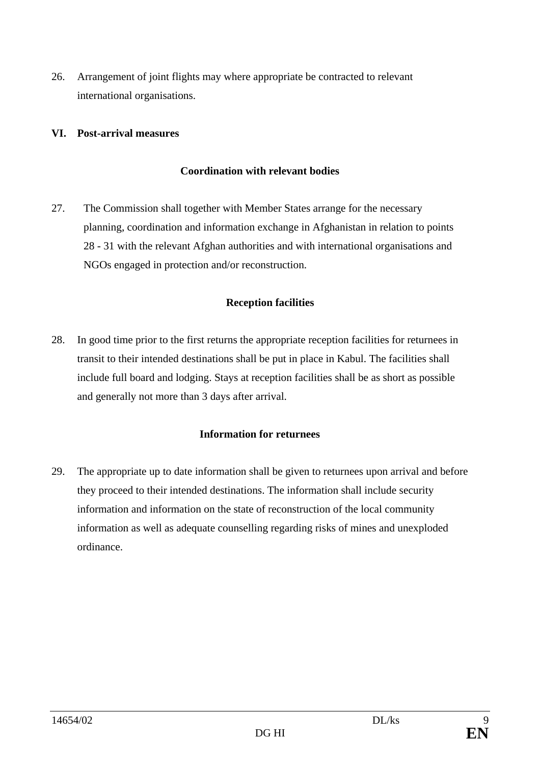26. Arrangement of joint flights may where appropriate be contracted to relevant international organisations.

## VI. Post-arrival measures

### Coordination with relevant bodies

27. The Commission shall together with Member States arrange for the necessary planning, coordination and information exchange in Afghanistan in relation to points 28 - 31 with the relevant Afghan authorities and with international organisations and NGOs engaged in protection and/or reconstruction.

### Reception facilities

28. In good time prior to the first returns the appropriate reception facilities for returnees in transit to their intended destinations shall be put in place in Kabul. The facilities shall include full board and lodging. Stays at reception facilities shall be as short as possible and generally not more than 3 days after arrival.

### Information for returnees

29. The appropriate up to date information shall be given to returnees upon arrival and before they proceed to their intended destinations. The information shall include security information and information on the state of reconstruction of the local community information as well as adequate counselling regarding risks of mines and unexploded ordinance.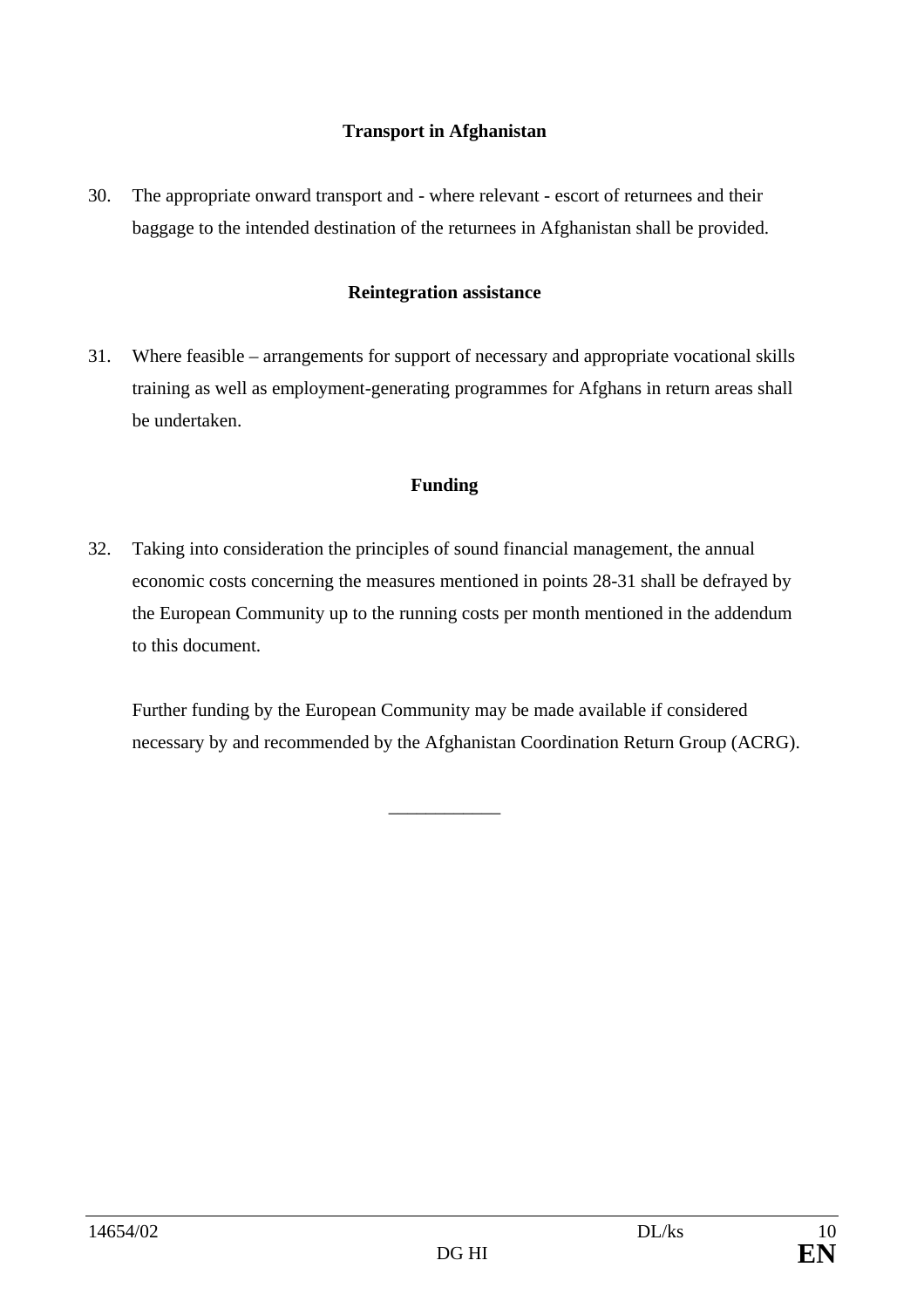**Transport in Afghanistan**

30. The appropriate onward transport and - where relevant - escort of returnees and their baggage to the intended destination of the returnees in Afghanistan shall be provided.

**Reintegration assistance**

31. Where feasible – arrangements for support of necessary and appropriate vocational skills training as well as employment-generating programmes for Afghans in return areas shall be undertaken.

**Funding**

32. Taking into consideration the principles of sound financial management, the annual economic costs concerning the measures mentioned in points 28-31 shall be defrayed by the European Community up to the running costs per month mentioned in the addendum to this document.

 Further funding by the European Community may be made available if considered necessary by and recommended by the Afghanistan Coordination Return Group (ACRG).

____________